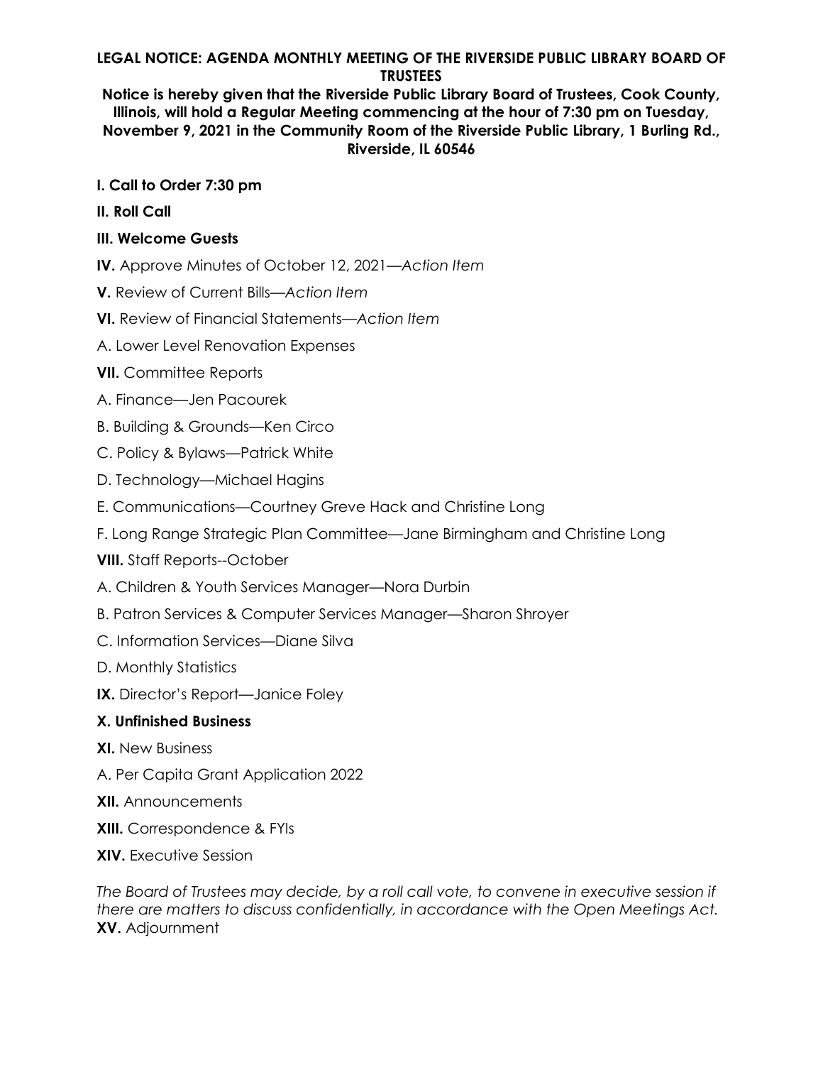**LEGAL NOTICE: AGENDA MONTHLY MEETING OF THE RIVERSIDE PUBLIC LIBRARY BOARD OF TRUSTEES**

**Notice is hereby given that the Riverside Public Library Board of Trustees, Cook County, Illinois, will hold a Regular Meeting commencing at the hour of 7:30 pm on Tuesday, November 9, 2021 in the Community Room of the Riverside Public Library, 1 Burling Rd., Riverside, IL 60546**

**I. Call to Order 7:30 pm**

**II. Roll Call**

**III. Welcome Guests**

**IV.** Approve Minutes of October 12, 2021—*Action Item*

**V.** Review of Current Bills—*Action Item*

**VI.** Review of Financial Statements—*Action Item*

A. Lower Level Renovation Expenses

**VII.** Committee Reports

A. Finance—Jen Pacourek

B. Building & Grounds—Ken Circo

C. Policy & Bylaws—Patrick White

D. Technology—Michael Hagins

E. Communications—Courtney Greve Hack and Christine Long

F. Long Range Strategic Plan Committee—Jane Birmingham and Christine Long

**VIII.** Staff Reports--October

A. Children & Youth Services Manager—Nora Durbin

B. Patron Services & Computer Services Manager—Sharon Shroyer

C. Information Services—Diane Silva

D. Monthly Statistics

**IX.** Director's Report—Janice Foley

**X. Unfinished Business**

**XI.** New Business

A. Per Capita Grant Application 2022

**XII.** Announcements

**XIII.** Correspondence & FYIs

**XIV.** Executive Session

*The Board of Trustees may decide, by a roll call vote, to convene in executive session if there are matters to discuss confidentially, in accordance with the Open Meetings Act.*

**XV.** Adjournment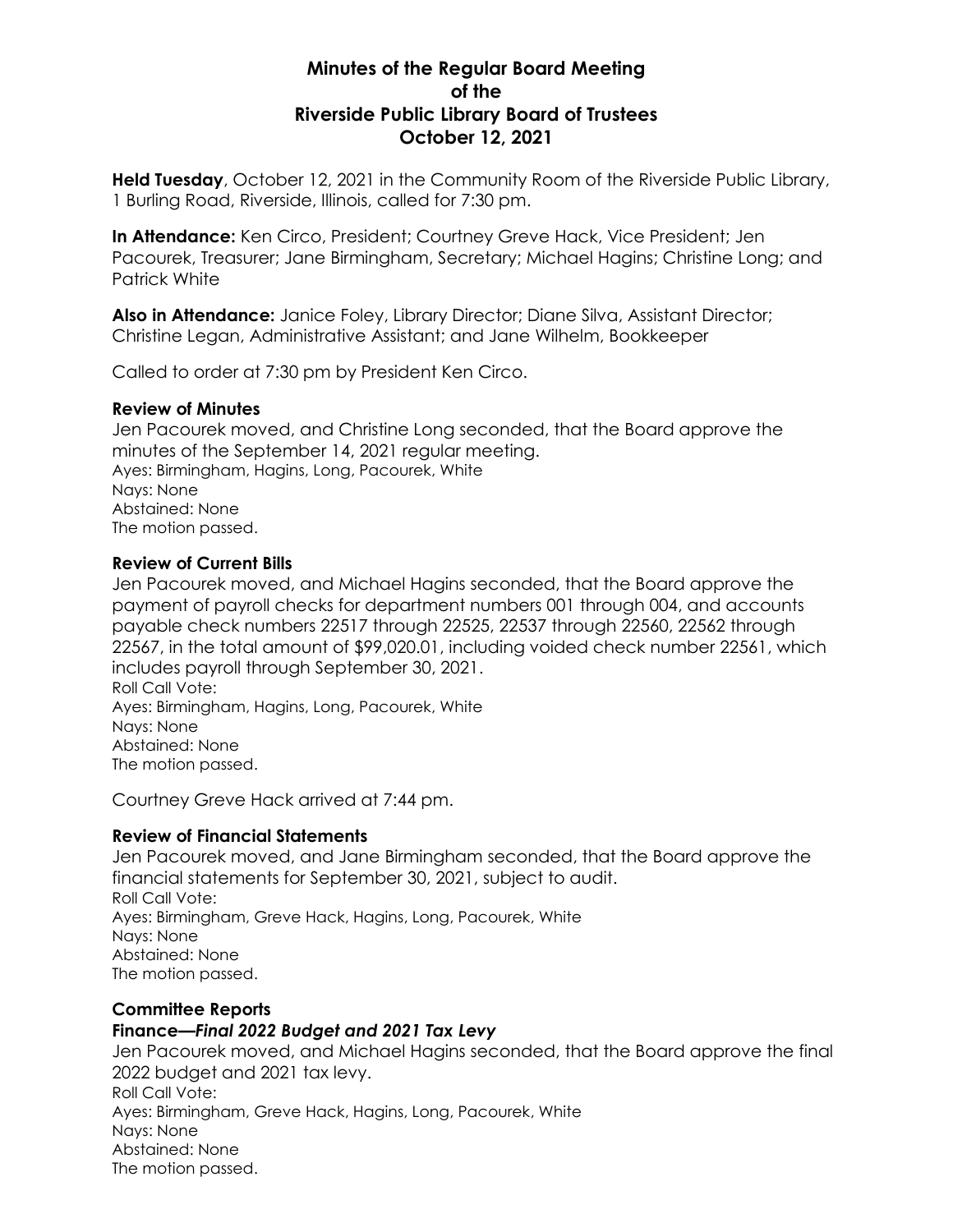# Minutes of the Regular Board Meeting of the Riverside Public Library Board of Trustees October 12, 2021

**Held Tuesday**, October 12, 2021 in the Community Room of the Riverside Public Library, 1 Burling Road, Riverside, Illinois, called for 7:30 pm.

**In Attendance:** Ken Circo, President; Courtney Greve Hack, Vice President; Jen Pacourek, Treasurer; Jane Birmingham, Secretary; Michael Hagins; Christine Long; and Patrick White

**Also in Attendance:** Janice Foley, Library Director; Diane Silva, Assistant Director; Christine Legan, Administrative Assistant; and Jane Wilhelm, Bookkeeper

Called to order at 7:30 pm by President Ken Circo.

**Review of Minutes**

Jen Pacourek moved, and Christine Long seconded, that the Board approve the minutes of the September 14, 2021 regular meeting.
Ayes: Birmingham, Hagins, Long, Pacourek, White
Nays: None
Abstained: None
The motion passed.

**Review of Current Bills**

Jen Pacourek moved, and Michael Hagins seconded, that the Board approve the payment of payroll checks for department numbers 001 through 004, and accounts payable check numbers 22517 through 22525, 22537 through 22560, 22562 through 22567, in the total amount of $99,020.01, including voided check number 22561, which includes payroll through September 30, 2021.
Roll Call Vote:
Ayes: Birmingham, Hagins, Long, Pacourek, White
Nays: None
Abstained: None
The motion passed.

Courtney Greve Hack arrived at 7:44 pm.

**Review of Financial Statements**

Jen Pacourek moved, and Jane Birmingham seconded, that the Board approve the financial statements for September 30, 2021, subject to audit.
Roll Call Vote:
Ayes: Birmingham, Greve Hack, Hagins, Long, Pacourek, White
Nays: None
Abstained: None
The motion passed.

**Committee Reports**

**Finance—*Final 2022 Budget and 2021 Tax Levy***

Jen Pacourek moved, and Michael Hagins seconded, that the Board approve the final 2022 budget and 2021 tax levy.
Roll Call Vote:
Ayes: Birmingham, Greve Hack, Hagins, Long, Pacourek, White
Nays: None
Abstained: None
The motion passed.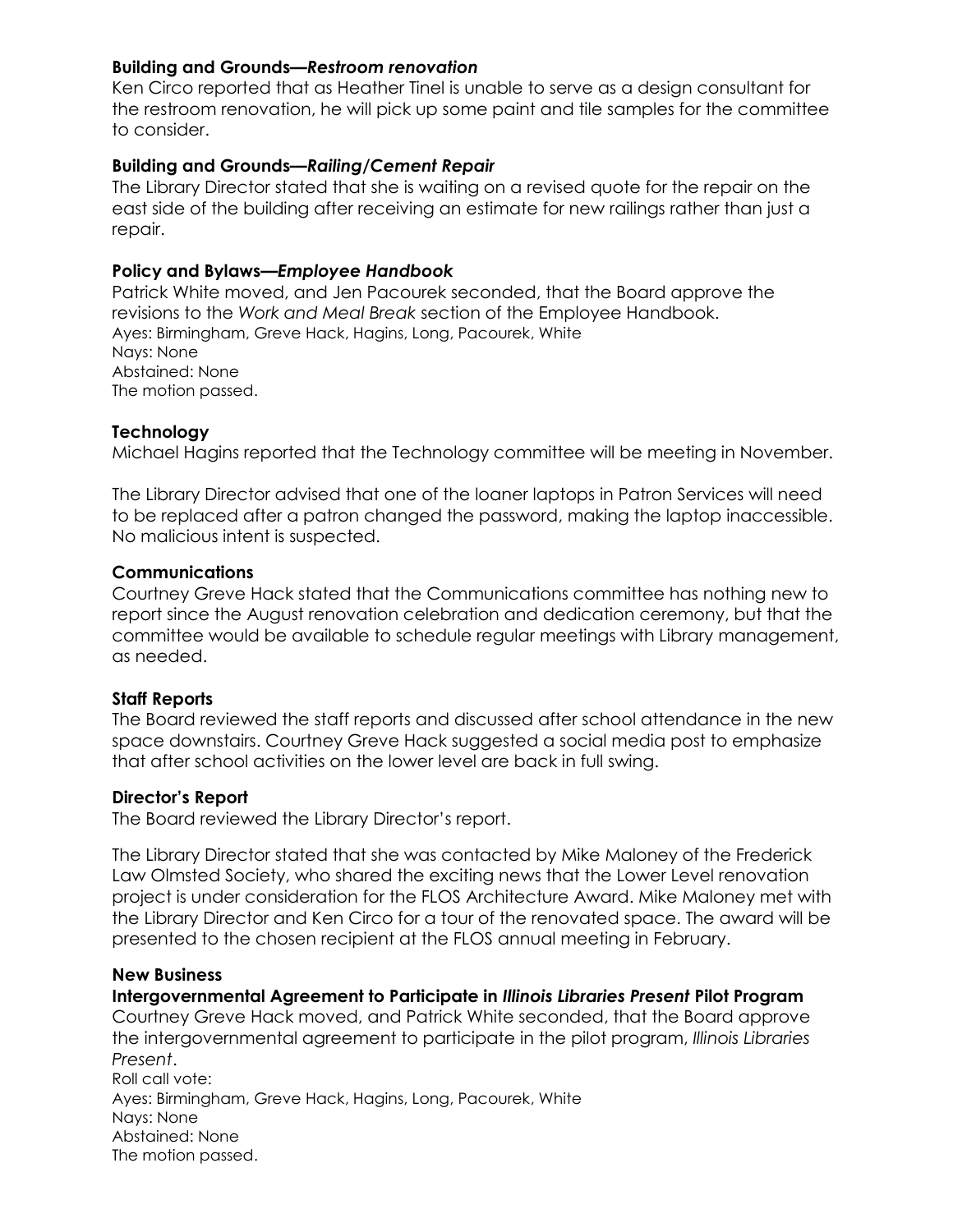### Building and Grounds—*Restroom renovation*

Ken Circo reported that as Heather Tinel is unable to serve as a design consultant for the restroom renovation, he will pick up some paint and tile samples for the committee to consider.

### Building and Grounds—*Railing/Cement Repair*

The Library Director stated that she is waiting on a revised quote for the repair on the east side of the building after receiving an estimate for new railings rather than just a repair.

### Policy and Bylaws—*Employee Handbook*

Patrick White moved, and Jen Pacourek seconded, that the Board approve the revisions to the *Work and Meal Break* section of the Employee Handbook.
Ayes: Birmingham, Greve Hack, Hagins, Long, Pacourek, White
Nays: None
Abstained: None
The motion passed.

### Technology

Michael Hagins reported that the Technology committee will be meeting in November.

The Library Director advised that one of the loaner laptops in Patron Services will need to be replaced after a patron changed the password, making the laptop inaccessible. No malicious intent is suspected.

### Communications

Courtney Greve Hack stated that the Communications committee has nothing new to report since the August renovation celebration and dedication ceremony, but that the committee would be available to schedule regular meetings with Library management, as needed.

### Staff Reports

The Board reviewed the staff reports and discussed after school attendance in the new space downstairs. Courtney Greve Hack suggested a social media post to emphasize that after school activities on the lower level are back in full swing.

### Director's Report

The Board reviewed the Library Director's report.

The Library Director stated that she was contacted by Mike Maloney of the Frederick Law Olmsted Society, who shared the exciting news that the Lower Level renovation project is under consideration for the FLOS Architecture Award. Mike Maloney met with the Library Director and Ken Circo for a tour of the renovated space. The award will be presented to the chosen recipient at the FLOS annual meeting in February.

### New Business

**Intergovernmental Agreement to Participate in *Illinois Libraries Present* Pilot Program**

Courtney Greve Hack moved, and Patrick White seconded, that the Board approve the intergovernmental agreement to participate in the pilot program, *Illinois Libraries Present*.
Roll call vote:
Ayes: Birmingham, Greve Hack, Hagins, Long, Pacourek, White
Nays: None
Abstained: None
The motion passed.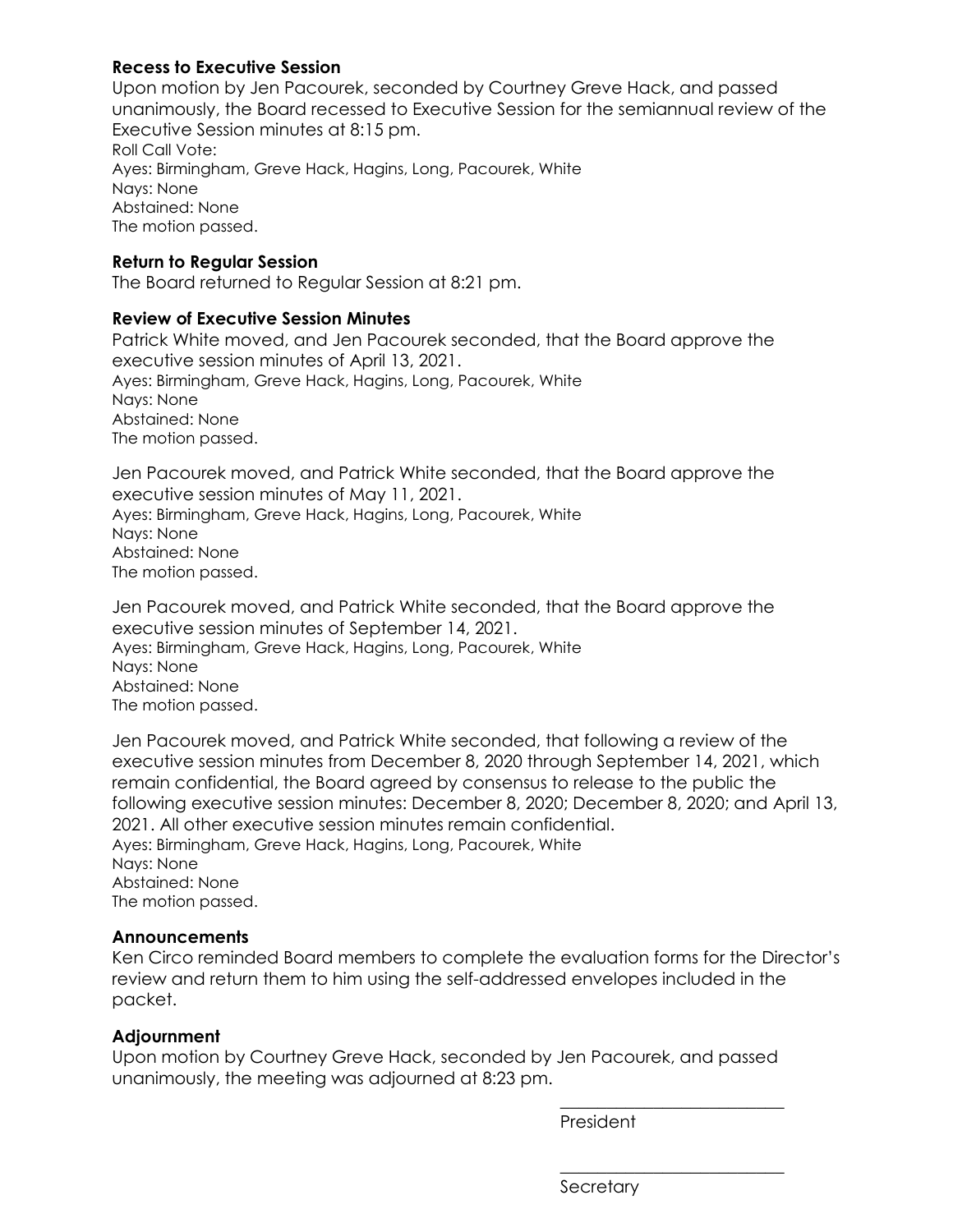### Recess to Executive Session

Upon motion by Jen Pacourek, seconded by Courtney Greve Hack, and passed unanimously, the Board recessed to Executive Session for the semiannual review of the Executive Session minutes at 8:15 pm.
Roll Call Vote:
Ayes: Birmingham, Greve Hack, Hagins, Long, Pacourek, White
Nays: None
Abstained: None
The motion passed.

### Return to Regular Session

The Board returned to Regular Session at 8:21 pm.

### Review of Executive Session Minutes

Patrick White moved, and Jen Pacourek seconded, that the Board approve the executive session minutes of April 13, 2021.
Ayes: Birmingham, Greve Hack, Hagins, Long, Pacourek, White
Nays: None
Abstained: None
The motion passed.

Jen Pacourek moved, and Patrick White seconded, that the Board approve the executive session minutes of May 11, 2021.
Ayes: Birmingham, Greve Hack, Hagins, Long, Pacourek, White
Nays: None
Abstained: None
The motion passed.

Jen Pacourek moved, and Patrick White seconded, that the Board approve the executive session minutes of September 14, 2021.
Ayes: Birmingham, Greve Hack, Hagins, Long, Pacourek, White
Nays: None
Abstained: None
The motion passed.

Jen Pacourek moved, and Patrick White seconded, that following a review of the executive session minutes from December 8, 2020 through September 14, 2021, which remain confidential, the Board agreed by consensus to release to the public the following executive session minutes: December 8, 2020; December 8, 2020; and April 13, 2021. All other executive session minutes remain confidential.
Ayes: Birmingham, Greve Hack, Hagins, Long, Pacourek, White
Nays: None
Abstained: None
The motion passed.

### Announcements

Ken Circo reminded Board members to complete the evaluation forms for the Director's review and return them to him using the self-addressed envelopes included in the packet.

### Adjournment

Upon motion by Courtney Greve Hack, seconded by Jen Pacourek, and passed unanimously, the meeting was adjourned at 8:23 pm.

\_\_\_\_\_\_\_\_\_\_\_\_\_\_\_\_\_\_\_\_\_\_\_\_\_\_
President

\_\_\_\_\_\_\_\_\_\_\_\_\_\_\_\_\_\_\_\_\_\_\_\_\_\_
Secretary